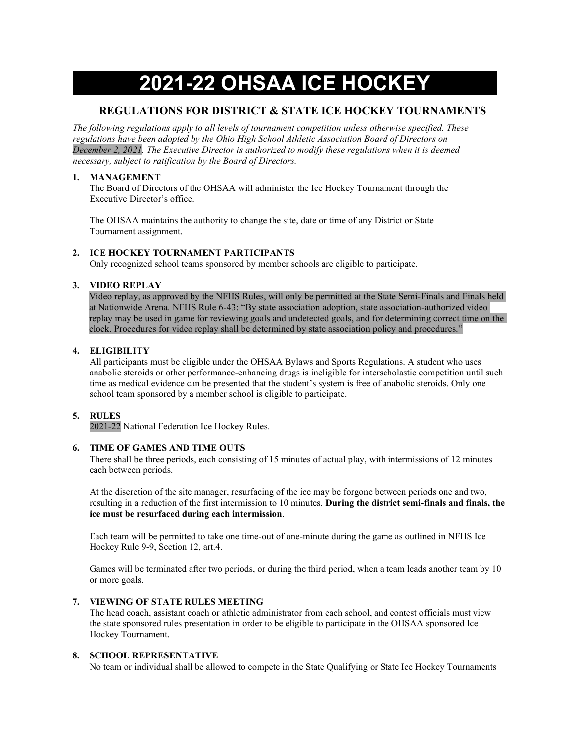# 2021-22 OHSAA ICE HOCKEY

## REGULATIONS FOR DISTRICT & STATE ICE HOCKEY TOURNAMENTS

*The following regulations apply to all levels of tournament competition unless otherwise specified. These regulations have been adopted by the Ohio High School Athletic Association Board of Directors on December 2, 2021. The Executive Director is authorized to modify these regulations when it is deemed necessary, subject to ratification by the Board of Directors.*

### 1. MANAGEMENT

The Board of Directors of the OHSAA will administer the Ice Hockey Tournament through the Executive Director's office.

The OHSAA maintains the authority to change the site, date or time of any District or State Tournament assignment.

### 2. ICE HOCKEY TOURNAMENT PARTICIPANTS

Only recognized school teams sponsored by member schools are eligible to participate.

### 3. VIDEO REPLAY

Video replay, as approved by the NFHS Rules, will only be permitted at the State Semi-Finals and Finals held at Nationwide Arena. NFHS Rule 6-43: "By state association adoption, state association-authorized video replay may be used in game for reviewing goals and undetected goals, and for determining correct time on the clock. Procedures for video replay shall be determined by state association policy and procedures."

### 4. ELIGIBILITY

All participants must be eligible under the OHSAA Bylaws and Sports Regulations. A student who uses anabolic steroids or other performance-enhancing drugs is ineligible for interscholastic competition until such time as medical evidence can be presented that the student's system is free of anabolic steroids. Only one school team sponsored by a member school is eligible to participate.

### 5. RULES

2021-22 National Federation Ice Hockey Rules.

### 6. TIME OF GAMES AND TIME OUTS

There shall be three periods, each consisting of 15 minutes of actual play, with intermissions of 12 minutes each between periods.

At the discretion of the site manager, resurfacing of the ice may be forgone between periods one and two, resulting in a reduction of the first intermission to 10 minutes. **During the district semi-finals and finals, the ice must be resurfaced during each intermission**.

Each team will be permitted to take one time-out of one-minute during the game as outlined in NFHS Ice Hockey Rule 9-9, Section 12, art.4.

Games will be terminated after two periods, or during the third period, when a team leads another team by 10 or more goals.

### 7. VIEWING OF STATE RULES MEETING

The head coach, assistant coach or athletic administrator from each school, and contest officials must view the state sponsored rules presentation in order to be eligible to participate in the OHSAA sponsored Ice Hockey Tournament.

### 8. SCHOOL REPRESENTATIVE

No team or individual shall be allowed to compete in the State Qualifying or State Ice Hockey Tournaments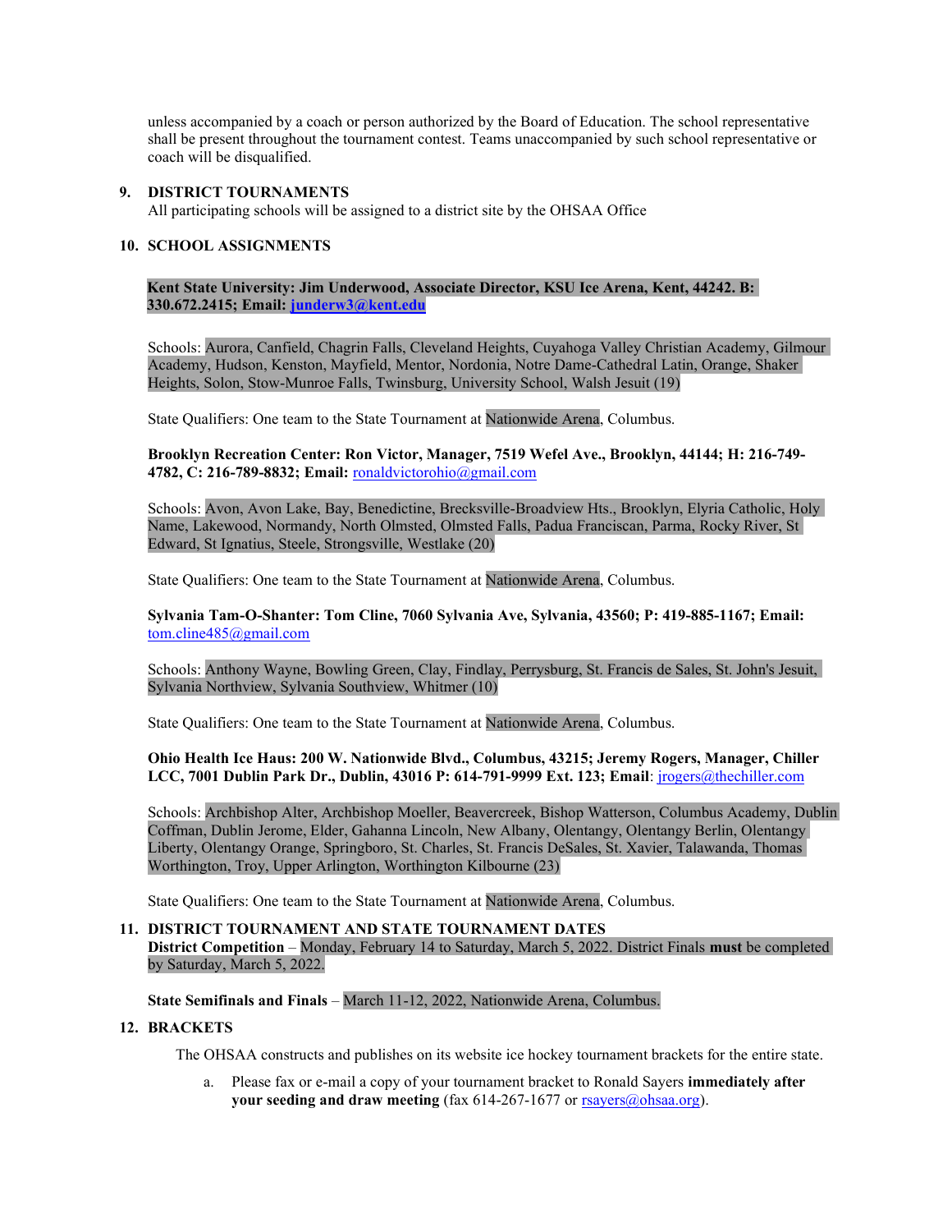unless accompanied by a coach or person authorized by the Board of Education. The school representative shall be present throughout the tournament contest. Teams unaccompanied by such school representative or coach will be disqualified.

**9. DISTRICT TOURNAMENTS**

All participating schools will be assigned to a district site by the OHSAA Office

**10. SCHOOL ASSIGNMENTS**

**Kent State University: Jim Underwood, Associate Director, KSU Ice Arena, Kent, 44242. B: 330.672.2415; Email: [junderw3@kent.edu](mailto:junderw3@kent.edu)**

Schools: Aurora, Canfield, Chagrin Falls, Cleveland Heights, Cuyahoga Valley Christian Academy, Gilmour Academy, Hudson, Kenston, Mayfield, Mentor, Nordonia, Notre Dame-Cathedral Latin, Orange, Shaker Heights, Solon, Stow-Munroe Falls, Twinsburg, University School, Walsh Jesuit (19)

State Qualifiers: One team to the State Tournament at Nationwide Arena, Columbus.

**Brooklyn Recreation Center: Ron Victor, Manager, 7519 Wefel Ave., Brooklyn, 44144; H: 216-749-4782, C: 216-789-8832; Email:** [ronaldvictorohio@gmail.com](mailto:ronaldvictorohio@gmail.com)

Schools: Avon, Avon Lake, Bay, Benedictine, Brecksville-Broadview Hts., Brooklyn, Elyria Catholic, Holy Name, Lakewood, Normandy, North Olmsted, Olmsted Falls, Padua Franciscan, Parma, Rocky River, St Edward, St Ignatius, Steele, Strongsville, Westlake (20)

State Qualifiers: One team to the State Tournament at Nationwide Arena, Columbus.

**Sylvania Tam-O-Shanter: Tom Cline, 7060 Sylvania Ave, Sylvania, 43560; P: 419-885-1167; Email:** [tom.cline485@gmail.com](mailto:tom.cline485@gmail.com)

Schools: Anthony Wayne, Bowling Green, Clay, Findlay, Perrysburg, St. Francis de Sales, St. John's Jesuit, Sylvania Northview, Sylvania Southview, Whitmer (10)

State Qualifiers: One team to the State Tournament at Nationwide Arena, Columbus.

**Ohio Health Ice Haus: 200 W. Nationwide Blvd., Columbus, 43215; Jeremy Rogers, Manager, Chiller LCC, 7001 Dublin Park Dr., Dublin, 43016 P: 614-791-9999 Ext. 123; Email**: [jrogers@thechiller.com](mailto:jrogers@thechiller.com)

Schools: Archbishop Alter, Archbishop Moeller, Beavercreek, Bishop Watterson, Columbus Academy, Dublin Coffman, Dublin Jerome, Elder, Gahanna Lincoln, New Albany, Olentangy, Olentangy Berlin, Olentangy Liberty, Olentangy Orange, Springboro, St. Charles, St. Francis DeSales, St. Xavier, Talawanda, Thomas Worthington, Troy, Upper Arlington, Worthington Kilbourne (23)

State Qualifiers: One team to the State Tournament at Nationwide Arena, Columbus.

**11. DISTRICT TOURNAMENT AND STATE TOURNAMENT DATES**

**District Competition** – Monday, February 14 to Saturday, March 5, 2022. District Finals **must** be completed by Saturday, March 5, 2022.

**State Semifinals and Finals** – March 11-12, 2022, Nationwide Arena, Columbus.

**12. BRACKETS**

The OHSAA constructs and publishes on its website ice hockey tournament brackets for the entire state.

a. Please fax or e-mail a copy of your tournament bracket to Ronald Sayers **immediately after your seeding and draw meeting** (fax 614-267-1677 or [rsayers@ohsaa.org](mailto:rsayers@ohsaa.org)).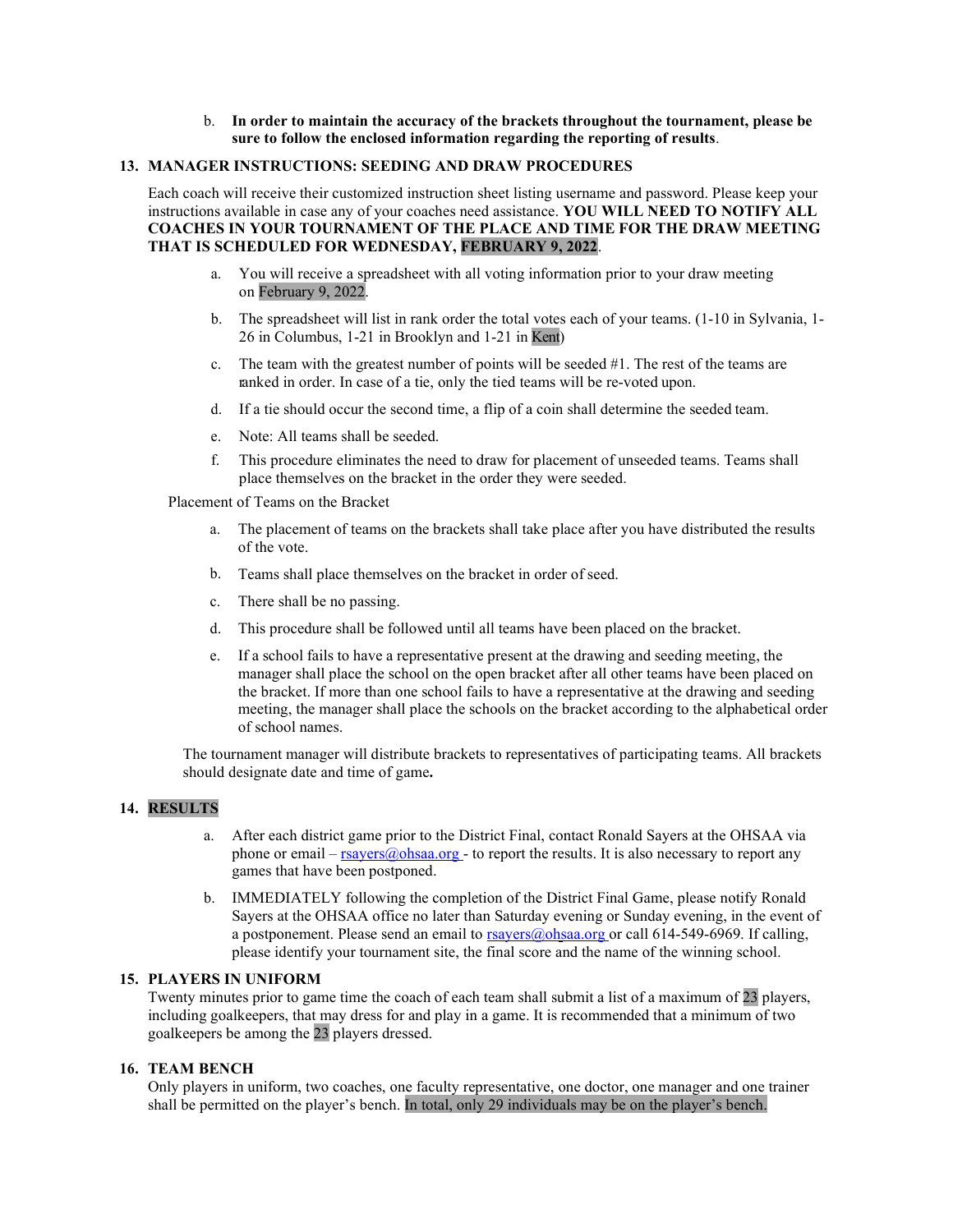b. **In order to maintain the accuracy of the brackets throughout the tournament, please be sure to follow the enclosed information regarding the reporting of results**.

**13. MANAGER INSTRUCTIONS: SEEDING AND DRAW PROCEDURES**

Each coach will receive their customized instruction sheet listing username and password. Please keep your instructions available in case any of your coaches need assistance. **YOU WILL NEED TO NOTIFY ALL COACHES IN YOUR TOURNAMENT OF THE PLACE AND TIME FOR THE DRAW MEETING THAT IS SCHEDULED FOR WEDNESDAY, FEBRUARY 9, 2022**.

a. You will receive a spreadsheet with all voting information prior to your draw meeting on February 9, 2022.

b. The spreadsheet will list in rank order the total votes each of your teams. (1-10 in Sylvania, 1-26 in Columbus, 1-21 in Brooklyn and 1-21 in Kent)

c. The team with the greatest number of points will be seeded #1. The rest of the teams are ranked in order. In case of a tie, only the tied teams will be re-voted upon.

d. If a tie should occur the second time, a flip of a coin shall determine the seeded team.

e. Note: All teams shall be seeded.

f. This procedure eliminates the need to draw for placement of unseeded teams. Teams shall place themselves on the bracket in the order they were seeded.

Placement of Teams on the Bracket

a. The placement of teams on the brackets shall take place after you have distributed the results of the vote.

b. Teams shall place themselves on the bracket in order of seed.

c. There shall be no passing.

d. This procedure shall be followed until all teams have been placed on the bracket.

e. If a school fails to have a representative present at the drawing and seeding meeting, the manager shall place the school on the open bracket after all other teams have been placed on the bracket. If more than one school fails to have a representative at the drawing and seeding meeting, the manager shall place the schools on the bracket according to the alphabetical order of school names.

The tournament manager will distribute brackets to representatives of participating teams. All brackets should designate date and time of game**.**

**14. RESULTS**

a. After each district game prior to the District Final, contact Ronald Sayers at the OHSAA via phone or email – rsayers@ohsaa.org - to report the results. It is also necessary to report any games that have been postponed.

b. IMMEDIATELY following the completion of the District Final Game, please notify Ronald Sayers at the OHSAA office no later than Saturday evening or Sunday evening, in the event of a postponement. Please send an email to rsayers@ohsaa.org or call 614-549-6969. If calling, please identify your tournament site, the final score and the name of the winning school.

**15. PLAYERS IN UNIFORM**

Twenty minutes prior to game time the coach of each team shall submit a list of a maximum of 23 players, including goalkeepers, that may dress for and play in a game. It is recommended that a minimum of two goalkeepers be among the 23 players dressed.

**16. TEAM BENCH**

Only players in uniform, two coaches, one faculty representative, one doctor, one manager and one trainer shall be permitted on the player's bench. In total, only 29 individuals may be on the player's bench.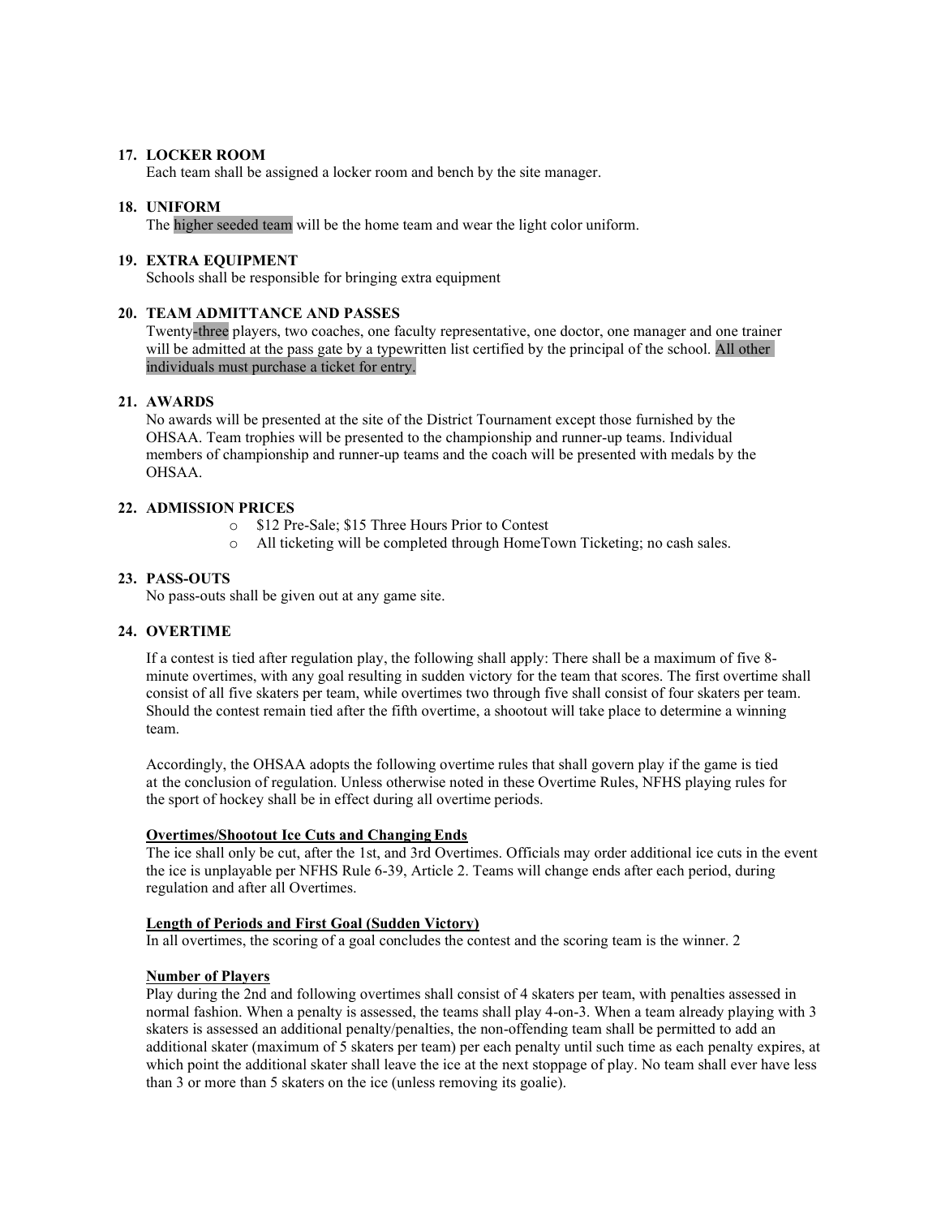## 17. LOCKER ROOM

Each team shall be assigned a locker room and bench by the site manager.

## 18. UNIFORM

The higher seeded team will be the home team and wear the light color uniform.

## 19. EXTRA EQUIPMENT

Schools shall be responsible for bringing extra equipment

## 20. TEAM ADMITTANCE AND PASSES

Twenty-three players, two coaches, one faculty representative, one doctor, one manager and one trainer will be admitted at the pass gate by a typewritten list certified by the principal of the school. All other individuals must purchase a ticket for entry.

## 21. AWARDS

No awards will be presented at the site of the District Tournament except those furnished by the OHSAA. Team trophies will be presented to the championship and runner-up teams. Individual members of championship and runner-up teams and the coach will be presented with medals by the OHSAA.

## 22. ADMISSION PRICES

- $12 Pre-Sale; $15 Three Hours Prior to Contest
- All ticketing will be completed through HomeTown Ticketing; no cash sales.

## 23. PASS-OUTS

No pass-outs shall be given out at any game site.

## 24. OVERTIME

If a contest is tied after regulation play, the following shall apply: There shall be a maximum of five 8-minute overtimes, with any goal resulting in sudden victory for the team that scores. The first overtime shall consist of all five skaters per team, while overtimes two through five shall consist of four skaters per team. Should the contest remain tied after the fifth overtime, a shootout will take place to determine a winning team.

Accordingly, the OHSAA adopts the following overtime rules that shall govern play if the game is tied at the conclusion of regulation. Unless otherwise noted in these Overtime Rules, NFHS playing rules for the sport of hockey shall be in effect during all overtime periods.

**Overtimes/Shootout Ice Cuts and Changing Ends**

The ice shall only be cut, after the 1st, and 3rd Overtimes. Officials may order additional ice cuts in the event the ice is unplayable per NFHS Rule 6-39, Article 2. Teams will change ends after each period, during regulation and after all Overtimes.

**Length of Periods and First Goal (Sudden Victory)**

In all overtimes, the scoring of a goal concludes the contest and the scoring team is the winner. 2

**Number of Players**

Play during the 2nd and following overtimes shall consist of 4 skaters per team, with penalties assessed in normal fashion. When a penalty is assessed, the teams shall play 4-on-3. When a team already playing with 3 skaters is assessed an additional penalty/penalties, the non-offending team shall be permitted to add an additional skater (maximum of 5 skaters per team) per each penalty until such time as each penalty expires, at which point the additional skater shall leave the ice at the next stoppage of play. No team shall ever have less than 3 or more than 5 skaters on the ice (unless removing its goalie).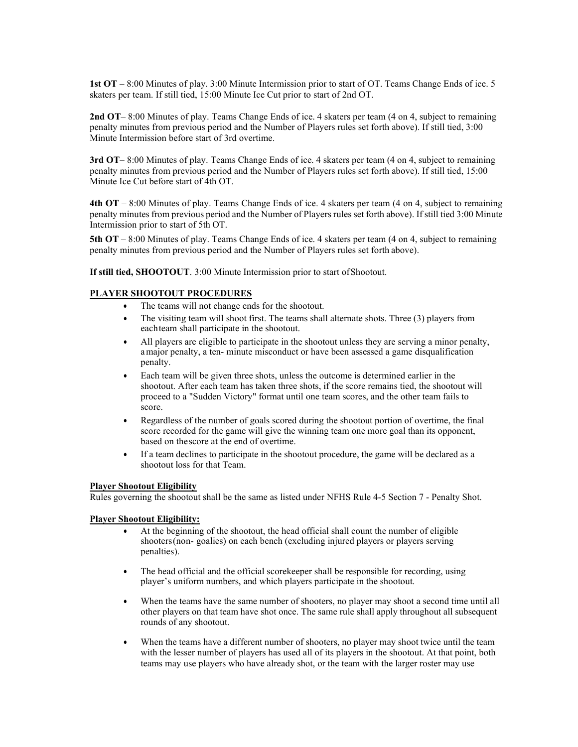**1st OT** – 8:00 Minutes of play. 3:00 Minute Intermission prior to start of OT. Teams Change Ends of ice. 5 skaters per team. If still tied, 15:00 Minute Ice Cut prior to start of 2nd OT.

**2nd OT**– 8:00 Minutes of play. Teams Change Ends of ice. 4 skaters per team (4 on 4, subject to remaining penalty minutes from previous period and the Number of Players rules set forth above). If still tied, 3:00 Minute Intermission before start of 3rd overtime.

**3rd OT**– 8:00 Minutes of play. Teams Change Ends of ice. 4 skaters per team (4 on 4, subject to remaining penalty minutes from previous period and the Number of Players rules set forth above). If still tied, 15:00 Minute Ice Cut before start of 4th OT.

**4th OT** – 8:00 Minutes of play. Teams Change Ends of ice. 4 skaters per team (4 on 4, subject to remaining penalty minutes from previous period and the Number of Players rules set forth above). If still tied 3:00 Minute Intermission prior to start of 5th OT.

**5th OT** – 8:00 Minutes of play. Teams Change Ends of ice. 4 skaters per team (4 on 4, subject to remaining penalty minutes from previous period and the Number of Players rules set forth above).

**If still tied, SHOOTOUT**. 3:00 Minute Intermission prior to start of Shootout.

**PLAYER SHOOTOUT PROCEDURES**

- The teams will not change ends for the shootout.
- The visiting team will shoot first. The teams shall alternate shots. Three (3) players from each team shall participate in the shootout.
- All players are eligible to participate in the shootout unless they are serving a minor penalty, a major penalty, a ten- minute misconduct or have been assessed a game disqualification penalty.
- Each team will be given three shots, unless the outcome is determined earlier in the shootout. After each team has taken three shots, if the score remains tied, the shootout will proceed to a "Sudden Victory" format until one team scores, and the other team fails to score.
- Regardless of the number of goals scored during the shootout portion of overtime, the final score recorded for the game will give the winning team one more goal than its opponent, based on the score at the end of overtime.
- If a team declines to participate in the shootout procedure, the game will be declared as a shootout loss for that Team.

**Player Shootout Eligibility**

Rules governing the shootout shall be the same as listed under NFHS Rule 4-5 Section 7 - Penalty Shot.

**Player Shootout Eligibility:**

- At the beginning of the shootout, the head official shall count the number of eligible shooters (non- goalies) on each bench (excluding injured players or players serving penalties).
- The head official and the official scorekeeper shall be responsible for recording, using player's uniform numbers, and which players participate in the shootout.
- When the teams have the same number of shooters, no player may shoot a second time until all other players on that team have shot once. The same rule shall apply throughout all subsequent rounds of any shootout.
- When the teams have a different number of shooters, no player may shoot twice until the team with the lesser number of players has used all of its players in the shootout. At that point, both teams may use players who have already shot, or the team with the larger roster may use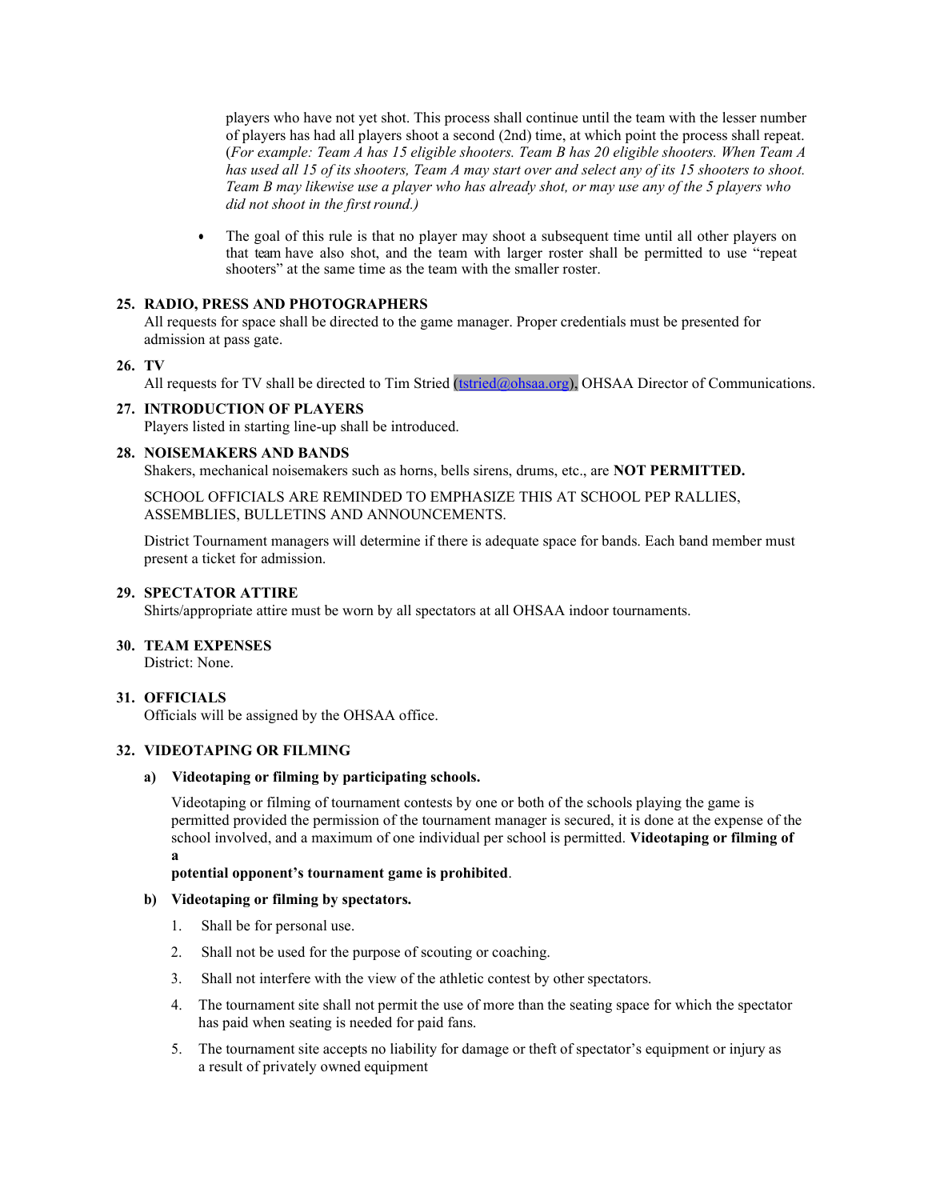players who have not yet shot. This process shall continue until the team with the lesser number of players has had all players shoot a second (2nd) time, at which point the process shall repeat. (*For example: Team A has 15 eligible shooters. Team B has 20 eligible shooters. When Team A has used all 15 of its shooters, Team A may start over and select any of its 15 shooters to shoot. Team B may likewise use a player who has already shot, or may use any of the 5 players who did not shoot in the first round.)*

- The goal of this rule is that no player may shoot a subsequent time until all other players on that team have also shot, and the team with larger roster shall be permitted to use "repeat shooters" at the same time as the team with the smaller roster.

**25. RADIO, PRESS AND PHOTOGRAPHERS**

All requests for space shall be directed to the game manager. Proper credentials must be presented for admission at pass gate.

**26. TV**

All requests for TV shall be directed to Tim Stried (tstried@ohsaa.org), OHSAA Director of Communications.

**27. INTRODUCTION OF PLAYERS**

Players listed in starting line-up shall be introduced.

**28. NOISEMAKERS AND BANDS**

Shakers, mechanical noisemakers such as horns, bells sirens, drums, etc., are **NOT PERMITTED.**

SCHOOL OFFICIALS ARE REMINDED TO EMPHASIZE THIS AT SCHOOL PEP RALLIES, ASSEMBLIES, BULLETINS AND ANNOUNCEMENTS.

District Tournament managers will determine if there is adequate space for bands. Each band member must present a ticket for admission.

**29. SPECTATOR ATTIRE**

Shirts/appropriate attire must be worn by all spectators at all OHSAA indoor tournaments.

**30. TEAM EXPENSES**

District: None.

**31. OFFICIALS**

Officials will be assigned by the OHSAA office.

**32. VIDEOTAPING OR FILMING**

**a) Videotaping or filming by participating schools.**

Videotaping or filming of tournament contests by one or both of the schools playing the game is permitted provided the permission of the tournament manager is secured, it is done at the expense of the school involved, and a maximum of one individual per school is permitted. **Videotaping or filming of a potential opponent's tournament game is prohibited**.

**b) Videotaping or filming by spectators.**

1. Shall be for personal use.
2. Shall not be used for the purpose of scouting or coaching.
3. Shall not interfere with the view of the athletic contest by other spectators.
4. The tournament site shall not permit the use of more than the seating space for which the spectator has paid when seating is needed for paid fans.
5. The tournament site accepts no liability for damage or theft of spectator's equipment or injury as a result of privately owned equipment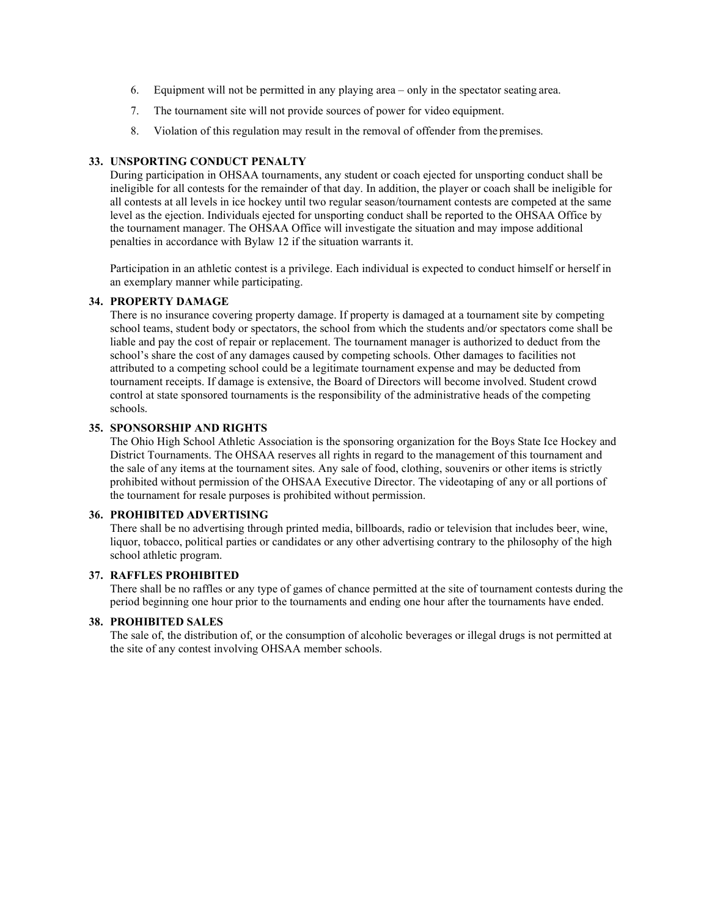6. Equipment will not be permitted in any playing area – only in the spectator seating area.
7. The tournament site will not provide sources of power for video equipment.
8. Violation of this regulation may result in the removal of offender from the premises.

### 33. UNSPORTING CONDUCT PENALTY

During participation in OHSAA tournaments, any student or coach ejected for unsporting conduct shall be ineligible for all contests for the remainder of that day. In addition, the player or coach shall be ineligible for all contests at all levels in ice hockey until two regular season/tournament contests are competed at the same level as the ejection. Individuals ejected for unsporting conduct shall be reported to the OHSAA Office by the tournament manager. The OHSAA Office will investigate the situation and may impose additional penalties in accordance with Bylaw 12 if the situation warrants it.

Participation in an athletic contest is a privilege. Each individual is expected to conduct himself or herself in an exemplary manner while participating.

### 34. PROPERTY DAMAGE

There is no insurance covering property damage. If property is damaged at a tournament site by competing school teams, student body or spectators, the school from which the students and/or spectators come shall be liable and pay the cost of repair or replacement. The tournament manager is authorized to deduct from the school's share the cost of any damages caused by competing schools. Other damages to facilities not attributed to a competing school could be a legitimate tournament expense and may be deducted from tournament receipts. If damage is extensive, the Board of Directors will become involved. Student crowd control at state sponsored tournaments is the responsibility of the administrative heads of the competing schools.

### 35. SPONSORSHIP AND RIGHTS

The Ohio High School Athletic Association is the sponsoring organization for the Boys State Ice Hockey and District Tournaments. The OHSAA reserves all rights in regard to the management of this tournament and the sale of any items at the tournament sites. Any sale of food, clothing, souvenirs or other items is strictly prohibited without permission of the OHSAA Executive Director. The videotaping of any or all portions of the tournament for resale purposes is prohibited without permission.

### 36. PROHIBITED ADVERTISING

There shall be no advertising through printed media, billboards, radio or television that includes beer, wine, liquor, tobacco, political parties or candidates or any other advertising contrary to the philosophy of the high school athletic program.

### 37. RAFFLES PROHIBITED

There shall be no raffles or any type of games of chance permitted at the site of tournament contests during the period beginning one hour prior to the tournaments and ending one hour after the tournaments have ended.

### 38. PROHIBITED SALES

The sale of, the distribution of, or the consumption of alcoholic beverages or illegal drugs is not permitted at the site of any contest involving OHSAA member schools.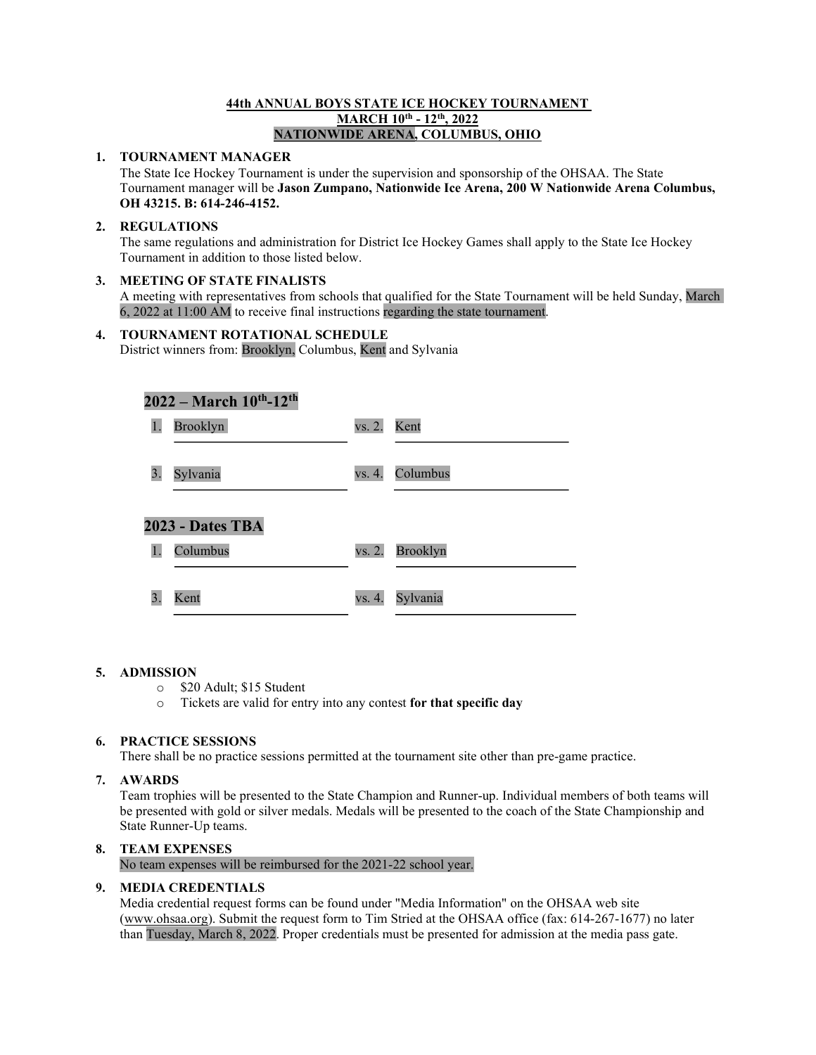**44th ANNUAL BOYS STATE ICE HOCKEY TOURNAMENT**
**MARCH 10th - 12th, 2022**
**NATIONWIDE ARENA, COLUMBUS, OHIO**

1. **TOURNAMENT MANAGER**
   The State Ice Hockey Tournament is under the supervision and sponsorship of the OHSAA. The State Tournament manager will be **Jason Zumpano, Nationwide Ice Arena, 200 W Nationwide Arena Columbus, OH 43215. B: 614-246-4152.**

2. **REGULATIONS**
   The same regulations and administration for District Ice Hockey Games shall apply to the State Ice Hockey Tournament in addition to those listed below.

3. **MEETING OF STATE FINALISTS**
   A meeting with representatives from schools that qualified for the State Tournament will be held Sunday, March 6, 2022 at 11:00 AM to receive final instructions regarding the state tournament.

4. **TOURNAMENT ROTATIONAL SCHEDULE**
   District winners from: Brooklyn, Columbus, Kent and Sylvania

**2022 – March 10th-12th**

1. Brooklyn vs. 2. Kent

3. Sylvania vs. 4. Columbus

**2023 - Dates TBA**

1. Columbus vs. 2. Brooklyn

3. Kent vs. 4. Sylvania

5. **ADMISSION**
   - $20 Adult; $15 Student
   - Tickets are valid for entry into any contest **for that specific day**

6. **PRACTICE SESSIONS**
   There shall be no practice sessions permitted at the tournament site other than pre-game practice.

7. **AWARDS**
   Team trophies will be presented to the State Champion and Runner-up. Individual members of both teams will be presented with gold or silver medals. Medals will be presented to the coach of the State Championship and State Runner-Up teams.

8. **TEAM EXPENSES**
   No team expenses will be reimbursed for the 2021-22 school year.

9. **MEDIA CREDENTIALS**
   Media credential request forms can be found under "Media Information" on the OHSAA web site (www.ohsaa.org). Submit the request form to Tim Stried at the OHSAA office (fax: 614-267-1677) no later than Tuesday, March 8, 2022. Proper credentials must be presented for admission at the media pass gate.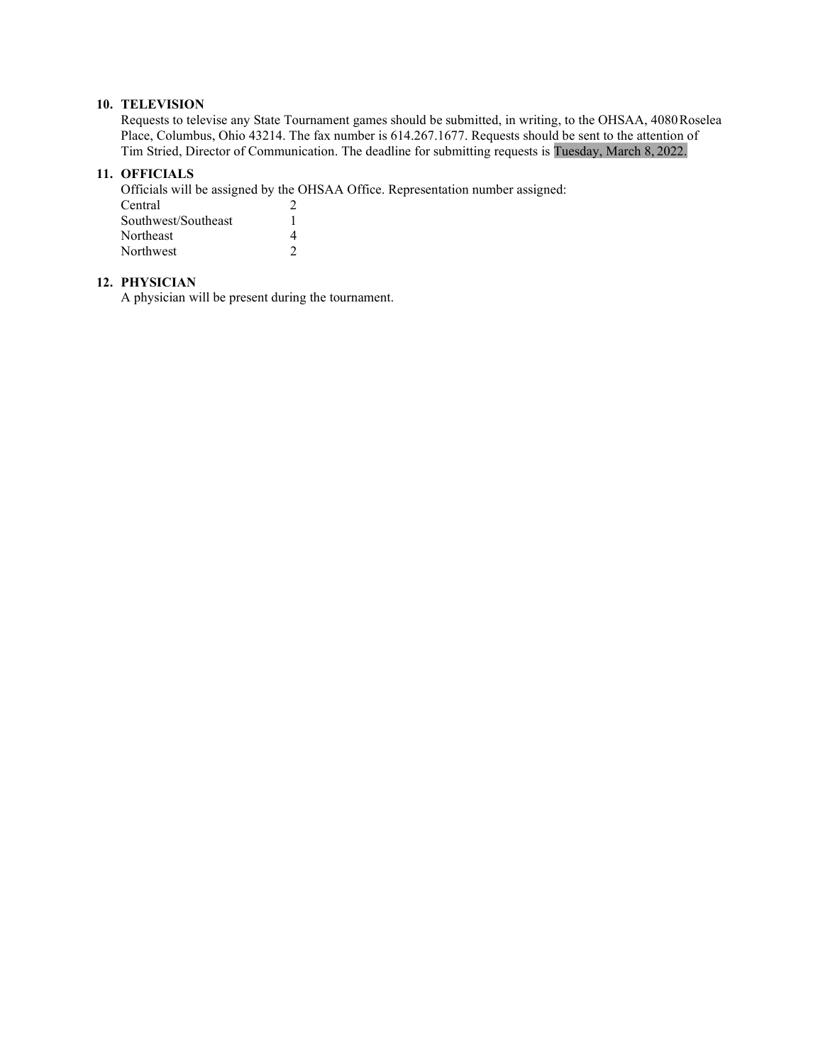**10. TELEVISION**

Requests to televise any State Tournament games should be submitted, in writing, to the OHSAA, 4080 Roselea Place, Columbus, Ohio 43214. The fax number is 614.267.1677. Requests should be sent to the attention of Tim Stried, Director of Communication. The deadline for submitting requests is Tuesday, March 8, 2022.

**11. OFFICIALS**

Officials will be assigned by the OHSAA Office. Representation number assigned:

| | |
|---|---|
| Central | 2 |
| Southwest/Southeast | 1 |
| Northeast | 4 |
| Northwest | 2 |

**12. PHYSICIAN**

A physician will be present during the tournament.